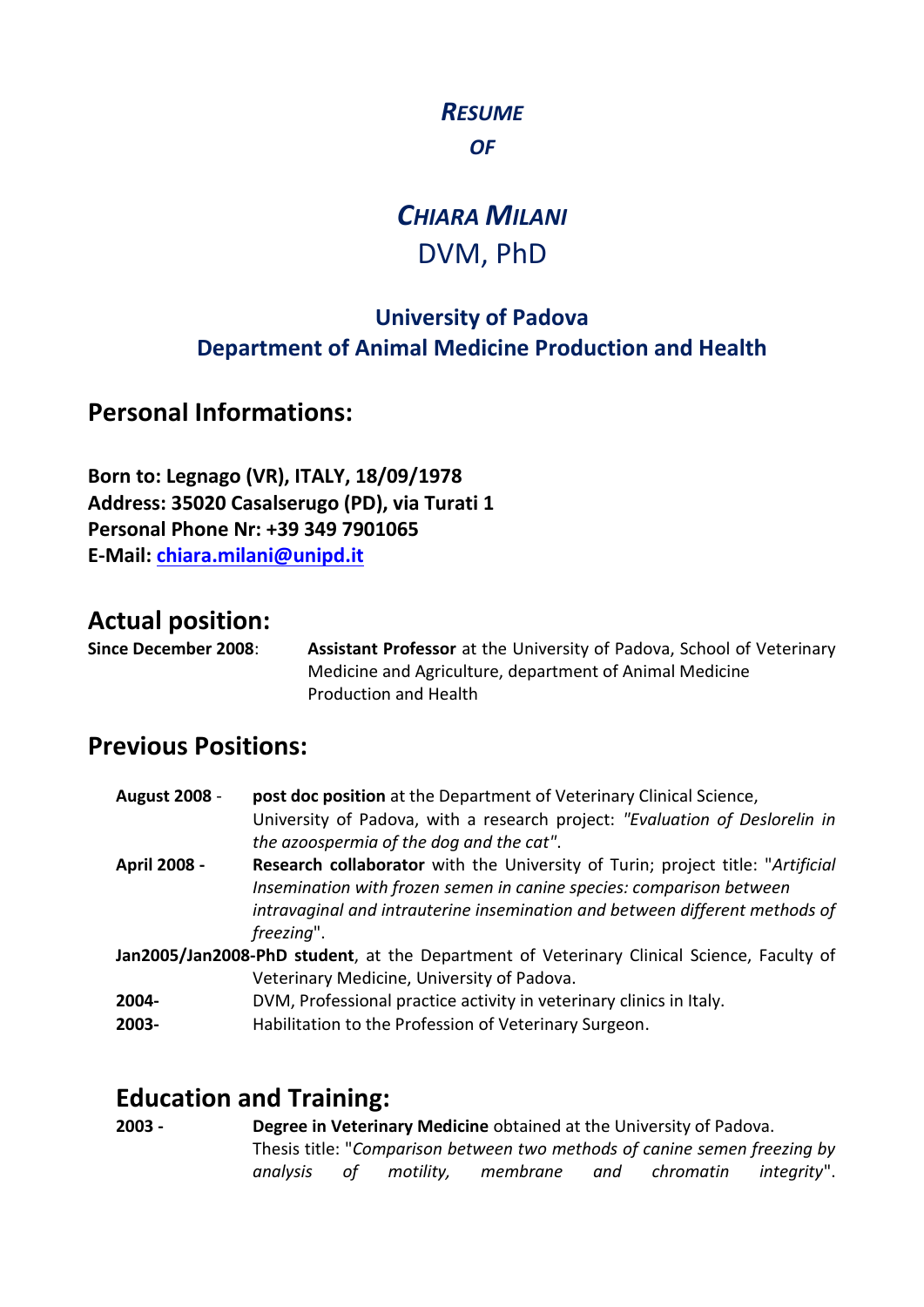# *RESUME*

## *OF*

# *CHIARA MILANI*

## DVM, PhD

### University of Padova
### Department of Animal Medicine Production and Health

## Personal Informations:

**Born to: Legnago (VR), ITALY, 18/09/1978**
**Address: 35020 Casalserugo (PD), via Turati 1**
**Personal Phone Nr: +39 349 7901065**
**E-Mail: chiara.milani@unipd.it**

## Actual position:

**Since December 2008**: **Assistant Professor** at the University of Padova, School of Veterinary Medicine and Agriculture, department of Animal Medicine Production and Health

## Previous Positions:

**August 2008** - **post doc position** at the Department of Veterinary Clinical Science, University of Padova, with a research project: *"Evaluation of Deslorelin in the azoospermia of the dog and the cat"*.

**April 2008 -** **Research collaborator** with the University of Turin; project title: "*Artificial Insemination with frozen semen in canine species: comparison between intravaginal and intrauterine insemination and between different methods of freezing*".

**Jan2005/Jan2008-PhD student**, at the Department of Veterinary Clinical Science, Faculty of Veterinary Medicine, University of Padova.

**2004-** DVM, Professional practice activity in veterinary clinics in Italy.

**2003-** Habilitation to the Profession of Veterinary Surgeon.

## Education and Training:

**2003 -** **Degree in Veterinary Medicine** obtained at the University of Padova. Thesis title: "*Comparison between two methods of canine semen freezing by analysis of motility, membrane and chromatin integrity*".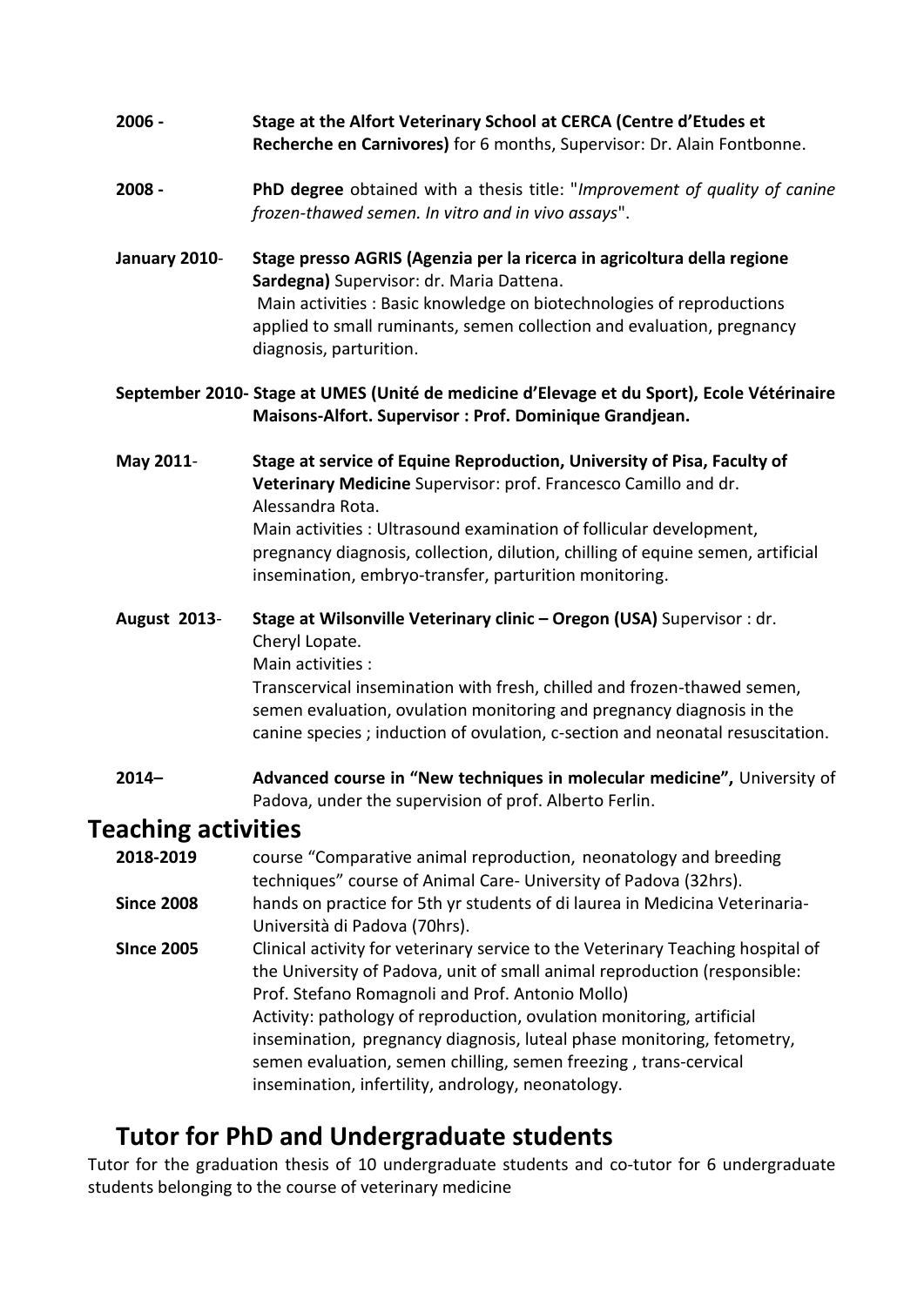**2006 -** **Stage at the Alfort Veterinary School at CERCA (Centre d'Etudes et Recherche en Carnivores)** for 6 months, Supervisor: Dr. Alain Fontbonne.

**2008 -** **PhD degree** obtained with a thesis title: "*Improvement of quality of canine frozen-thawed semen. In vitro and in vivo assays*".

**January 2010**- **Stage presso AGRIS (Agenzia per la ricerca in agricoltura della regione Sardegna)** Supervisor: dr. Maria Dattena.
Main activities : Basic knowledge on biotechnologies of reproductions applied to small ruminants, semen collection and evaluation, pregnancy diagnosis, parturition.

**September 2010- Stage at UMES (Unité de medicine d'Elevage et du Sport), Ecole Vétérinaire Maisons-Alfort. Supervisor : Prof. Dominique Grandjean.**

**May 2011**- **Stage at service of Equine Reproduction, University of Pisa, Faculty of Veterinary Medicine** Supervisor: prof. Francesco Camillo and dr. Alessandra Rota.
Main activities : Ultrasound examination of follicular development, pregnancy diagnosis, collection, dilution, chilling of equine semen, artificial insemination, embryo-transfer, parturition monitoring.

**August 2013**- **Stage at Wilsonville Veterinary clinic – Oregon (USA)** Supervisor : dr. Cheryl Lopate.
Main activities :
Transcervical insemination with fresh, chilled and frozen-thawed semen, semen evaluation, ovulation monitoring and pregnancy diagnosis in the canine species ; induction of ovulation, c-section and neonatal resuscitation.

**2014–** **Advanced course in "New techniques in molecular medicine",** University of Padova, under the supervision of prof. Alberto Ferlin.

## Teaching activities

**2018-2019** course "Comparative animal reproduction, neonatology and breeding techniques" course of Animal Care- University of Padova (32hrs).

**Since 2008** hands on practice for 5th yr students of di laurea in Medicina Veterinaria- Università di Padova (70hrs).

**SInce 2005** Clinical activity for veterinary service to the Veterinary Teaching hospital of the University of Padova, unit of small animal reproduction (responsible: Prof. Stefano Romagnoli and Prof. Antonio Mollo)
Activity: pathology of reproduction, ovulation monitoring, artificial insemination, pregnancy diagnosis, luteal phase monitoring, fetometry, semen evaluation, semen chilling, semen freezing , trans-cervical insemination, infertility, andrology, neonatology.

## Tutor for PhD and Undergraduate students

Tutor for the graduation thesis of 10 undergraduate students and co-tutor for 6 undergraduate students belonging to the course of veterinary medicine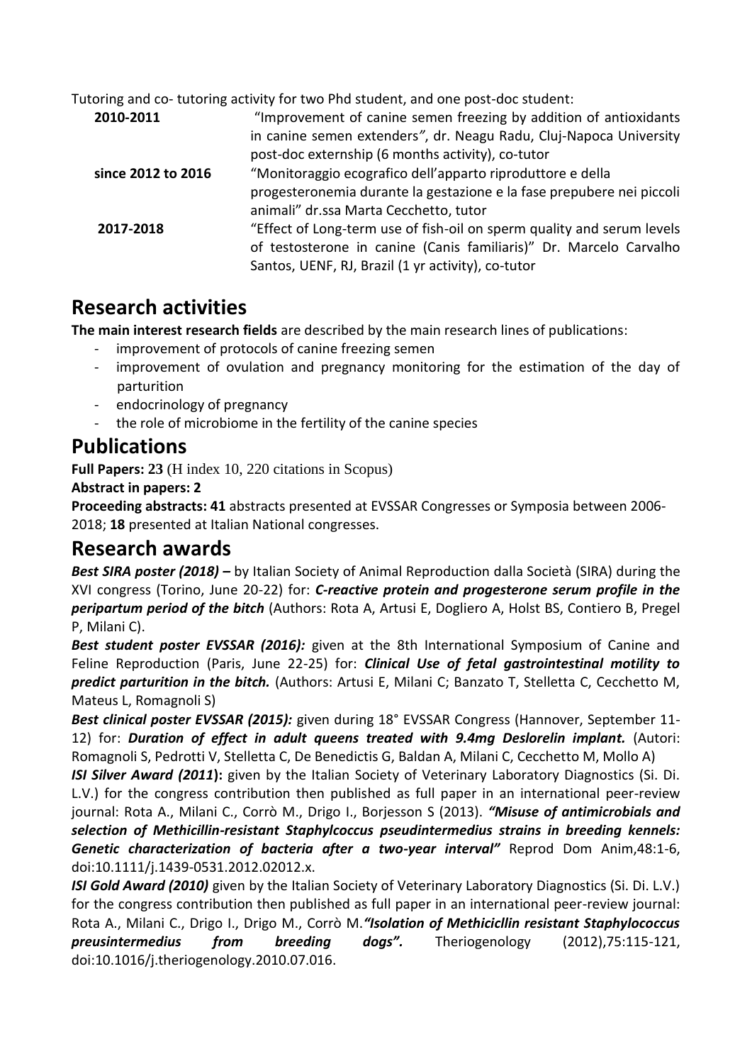Tutoring and co- tutoring activity for two Phd student, and one post-doc student:

| | |
|---|---|
| **2010-2011** | "Improvement of canine semen freezing by addition of antioxidants in canine semen extenders", dr. Neagu Radu, Cluj-Napoca University post-doc externship (6 months activity), co-tutor |
| **since 2012 to 2016** | "Monitoraggio ecografico dell'apparto riproduttore e della progesteronemia durante la gestazione e la fase prepubere nei piccoli animali" dr.ssa Marta Cecchetto, tutor |
| **2017-2018** | "Effect of Long-term use of fish-oil on sperm quality and serum levels of testosterone in canine (Canis familiaris)" Dr. Marcelo Carvalho Santos, UENF, RJ, Brazil (1 yr activity), co-tutor |

## Research activities

**The main interest research fields** are described by the main research lines of publications:

- improvement of protocols of canine freezing semen
- improvement of ovulation and pregnancy monitoring for the estimation of the day of parturition
- endocrinology of pregnancy
- the role of microbiome in the fertility of the canine species

## Publications

**Full Papers: 23** (H index 10, 220 citations in Scopus)

**Abstract in papers: 2**

**Proceeding abstracts: 41** abstracts presented at EVSSAR Congresses or Symposia between 2006-2018; **18** presented at Italian National congresses.

## Research awards

***Best SIRA poster (2018) –*** by Italian Society of Animal Reproduction dalla Società (SIRA) during the XVI congress (Torino, June 20-22) for: ***C-reactive protein and progesterone serum profile in the peripartum period of the bitch*** (Authors: Rota A, Artusi E, Dogliero A, Holst BS, Contiero B, Pregel P, Milani C).

***Best student poster EVSSAR (2016):*** given at the 8th International Symposium of Canine and Feline Reproduction (Paris, June 22-25) for: ***Clinical Use of fetal gastrointestinal motility to predict parturition in the bitch.*** (Authors: Artusi E, Milani C; Banzato T, Stelletta C, Cecchetto M, Mateus L, Romagnoli S)

***Best clinical poster EVSSAR (2015):*** given during 18° EVSSAR Congress (Hannover, September 11-12) for: ***Duration of effect in adult queens treated with 9.4mg Deslorelin implant.*** (Autori: Romagnoli S, Pedrotti V, Stelletta C, De Benedictis G, Baldan A, Milani C, Cecchetto M, Mollo A)

***ISI Silver Award (2011)*:** given by the Italian Society of Veterinary Laboratory Diagnostics (Si. Di. L.V.) for the congress contribution then published as full paper in an international peer-review journal: Rota A., Milani C., Corrò M., Drigo I., Borjesson S (2013). ***"Misuse of antimicrobials and selection of Methicillin-resistant Staphylcoccus pseudintermedius strains in breeding kennels: Genetic characterization of bacteria after a two-year interval"*** Reprod Dom Anim,48:1-6, doi:10.1111/j.1439-0531.2012.02012.x.

***ISI Gold Award (2010)*** given by the Italian Society of Veterinary Laboratory Diagnostics (Si. Di. L.V.) for the congress contribution then published as full paper in an international peer-review journal: Rota A., Milani C., Drigo I., Drigo M., Corrò M.***"Isolation of Methicicllin resistant Staphylococcus preusintermedius from breeding dogs".*** Theriogenology (2012),75:115-121, doi:10.1016/j.theriogenology.2010.07.016.